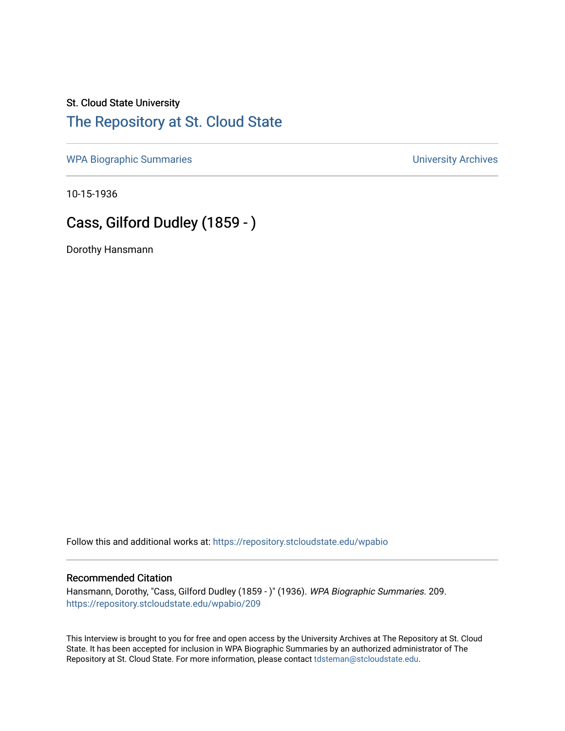St. Cloud State University

## The Repository at St. Cloud State

WPA Biographic Summaries

University Archives

10-15-1936

# Cass, Gilford Dudley (1859 - )

Dorothy Hansmann

Follow this and additional works at: https://repository.stcloudstate.edu/wpabio

### Recommended Citation

Hansmann, Dorothy, "Cass, Gilford Dudley (1859 - )" (1936). *WPA Biographic Summaries*. 209.
https://repository.stcloudstate.edu/wpabio/209

This Interview is brought to you for free and open access by the University Archives at The Repository at St. Cloud State. It has been accepted for inclusion in WPA Biographic Summaries by an authorized administrator of The Repository at St. Cloud State. For more information, please contact tdsteman@stcloudstate.edu.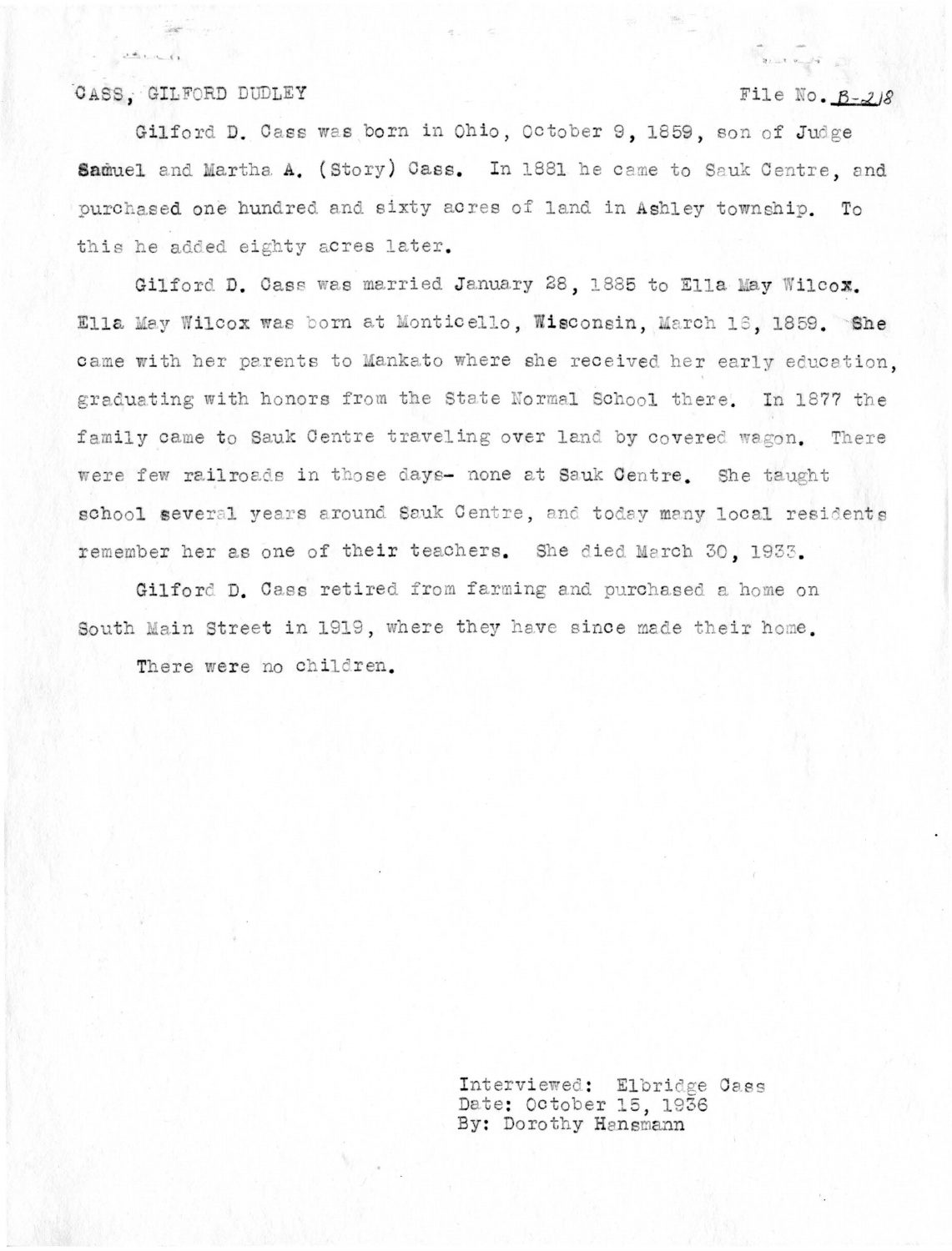CASS, GILFORD DUDLEY File No. B-218

Gilford D. Cass was born in Ohio, October 9, 1859, son of Judge Samuel and Martha A. (Story) Cass. In 1881 he came to Sauk Centre, and purchased one hundred and sixty acres of land in Ashley township. To this he added eighty acres later.

Gilford D. Cass was married January 28, 1885 to Ella May Wilcox. Ella May Wilcox was born at Monticello, Wisconsin, March 16, 1859. She came with her parents to Mankato where she received her early education, graduating with honors from the State Normal School there. In 1877 the family came to Sauk Centre traveling over land by covered wagon. There were few railroads in those days- none at Sauk Centre. She taught school several years around Sauk Centre, and today many local residents remember her as one of their teachers. She died March 30, 1933.

Gilford D. Cass retired from farming and purchased a home on South Main Street in 1919, where they have since made their home.

There were no children.

Interviewed: Elbridge Cass
Date: October 15, 1936
By: Dorothy Hansmann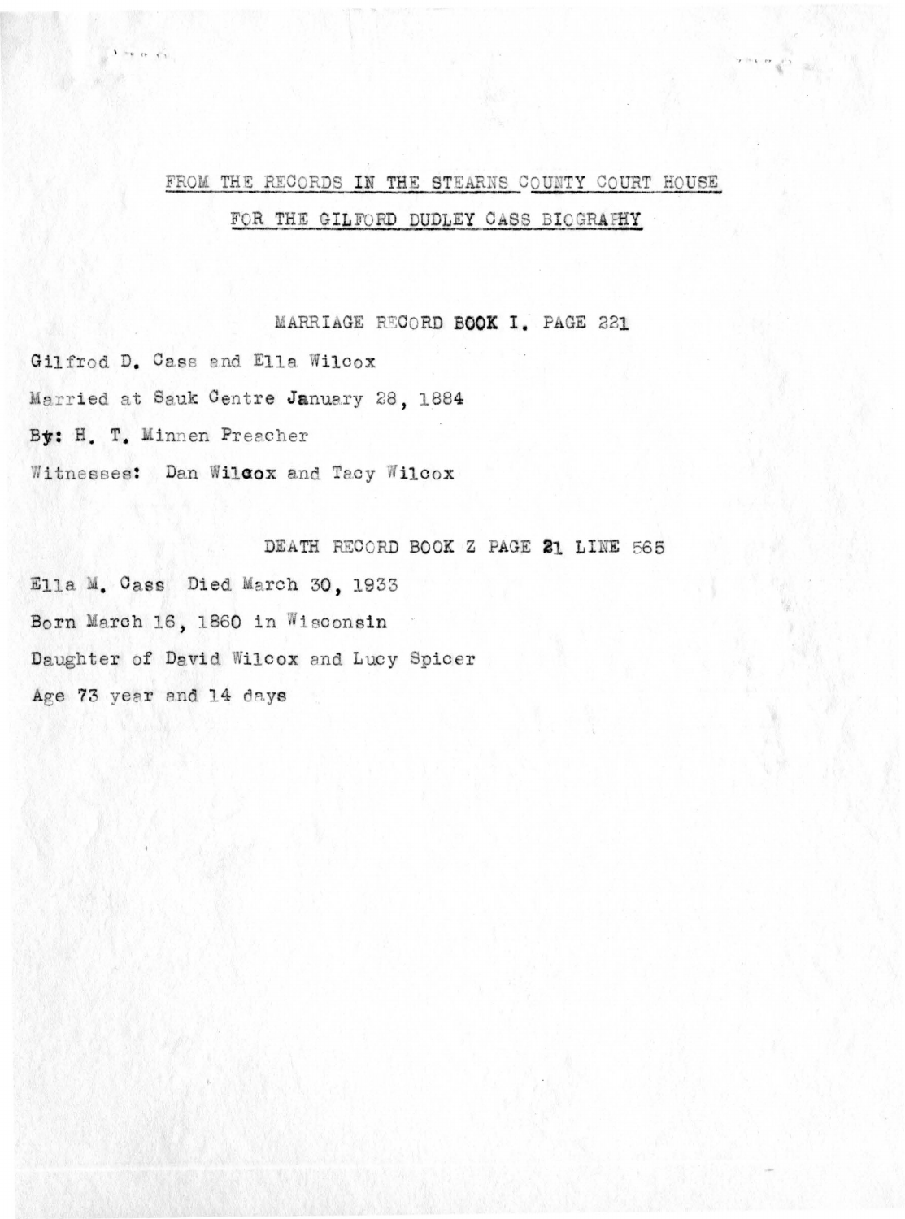## FROM THE RECORDS IN THE STEARNS COUNTY COURT HOUSE

## FOR THE GILFORD DUDLEY CASS BIOGRAPHY

### MARRIAGE RECORD BOOK I. PAGE 221

Gilfrod D. Cass and Ella Wilcox

Married at Sauk Centre January 28, 1884

By: H. T. Minnen Preacher

Witnesses: Dan Wilcox and Tacy Wilcox

### DEATH RECORD BOOK Z PAGE 21 LINE 565

Ella M. Cass Died March 30, 1933

Born March 16, 1860 in Wisconsin

Daughter of David Wilcox and Lucy Spicer

Age 73 year and 14 days